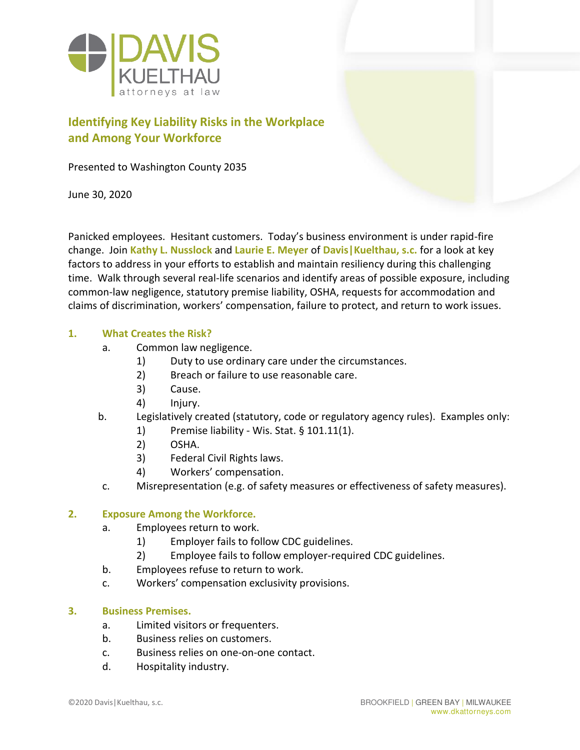DAVIS KUELTHAU attorneys at law

# Identifying Key Liability Risks in the Workplace and Among Your Workforce

Presented to Washington County 2035

June 30, 2020

Panicked employees. Hesitant customers. Today's business environment is under rapid-fire change. Join **Kathy L. Nusslock** and **Laurie E. Meyer** of **Davis|Kuelthau, s.c.** for a look at key factors to address in your efforts to establish and maintain resiliency during this challenging time. Walk through several real-life scenarios and identify areas of possible exposure, including common-law negligence, statutory premise liability, OSHA, requests for accommodation and claims of discrimination, workers' compensation, failure to protect, and return to work issues.

## 1. What Creates the Risk?

- a. Common law negligence.
    - 1) Duty to use ordinary care under the circumstances.
    - 2) Breach or failure to use reasonable care.
    - 3) Cause.
    - 4) Injury.
- b. Legislatively created (statutory, code or regulatory agency rules). Examples only:
    - 1) Premise liability - Wis. Stat. § 101.11(1).
    - 2) OSHA.
    - 3) Federal Civil Rights laws.
    - 4) Workers' compensation.
- c. Misrepresentation (e.g. of safety measures or effectiveness of safety measures).

## 2. Exposure Among the Workforce.

- a. Employees return to work.
    - 1) Employer fails to follow CDC guidelines.
    - 2) Employee fails to follow employer-required CDC guidelines.
- b. Employees refuse to return to work.
- c. Workers' compensation exclusivity provisions.

## 3. Business Premises.

- a. Limited visitors or frequenters.
- b. Business relies on customers.
- c. Business relies on one-on-one contact.
- d. Hospitality industry.

©2020 Davis|Kuelthau, s.c.

BROOKFIELD | GREEN BAY | MILWAUKEE
www.dkattorneys.com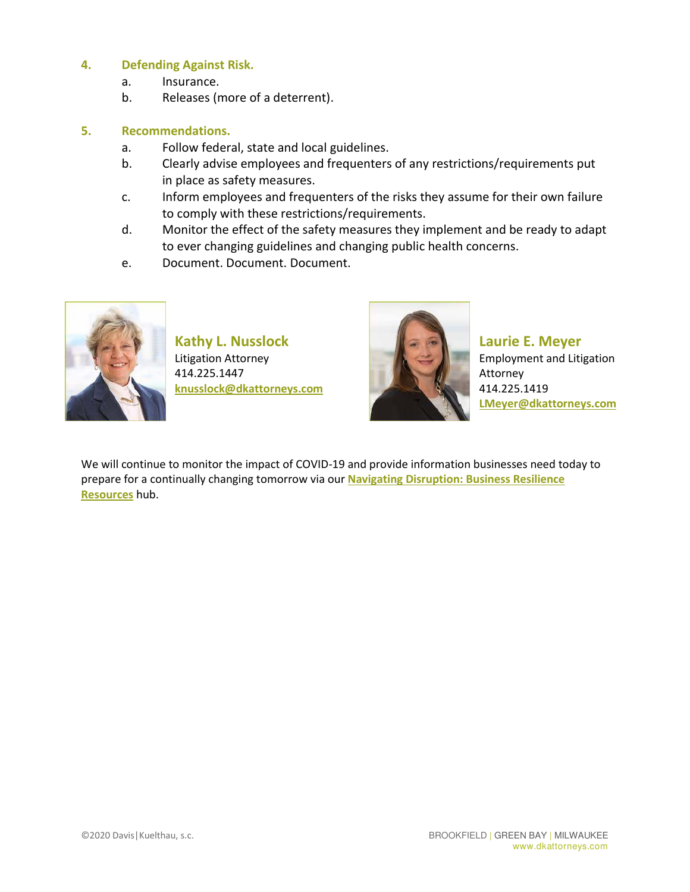## 4. Defending Against Risk.

a. Insurance.

b. Releases (more of a deterrent).

## 5. Recommendations.

a. Follow federal, state and local guidelines.

b. Clearly advise employees and frequenters of any restrictions/requirements put in place as safety measures.

c. Inform employees and frequenters of the risks they assume for their own failure to comply with these restrictions/requirements.

d. Monitor the effect of the safety measures they implement and be ready to adapt to ever changing guidelines and changing public health concerns.

e. Document. Document. Document.

**Kathy L. Nusslock**
Litigation Attorney
414.225.1447
knusslock@dkattorneys.com

**Laurie E. Meyer**
Employment and Litigation Attorney
414.225.1419
LMeyer@dkattorneys.com

We will continue to monitor the impact of COVID-19 and provide information businesses need today to prepare for a continually changing tomorrow via our **Navigating Disruption: Business Resilience Resources** hub.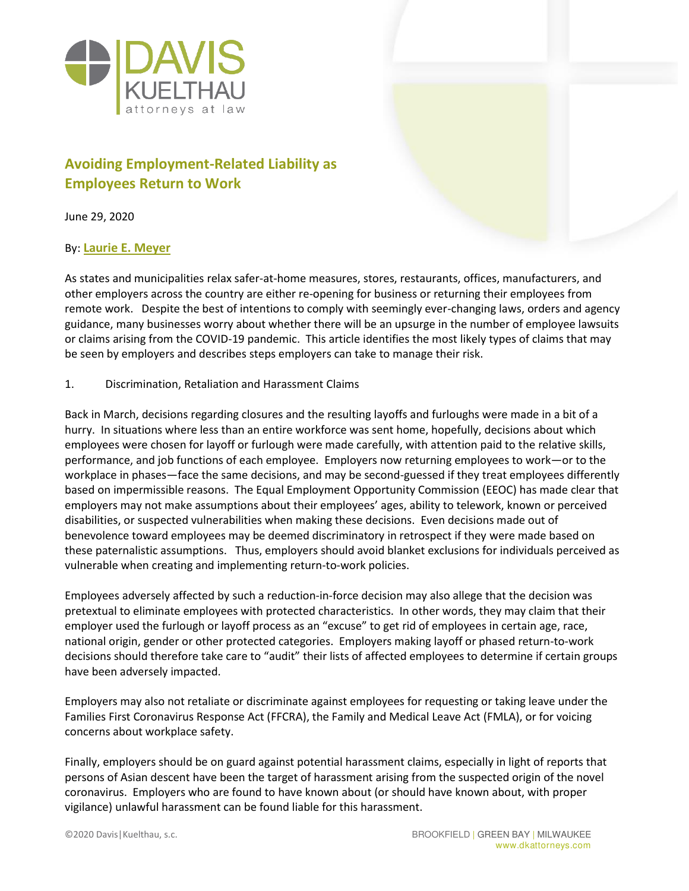# Avoiding Employment-Related Liability as Employees Return to Work

June 29, 2020

By: **Laurie E. Meyer**

As states and municipalities relax safer-at-home measures, stores, restaurants, offices, manufacturers, and other employers across the country are either re-opening for business or returning their employees from remote work. Despite the best of intentions to comply with seemingly ever-changing laws, orders and agency guidance, many businesses worry about whether there will be an upsurge in the number of employee lawsuits or claims arising from the COVID-19 pandemic. This article identifies the most likely types of claims that may be seen by employers and describes steps employers can take to manage their risk.

1. Discrimination, Retaliation and Harassment Claims

Back in March, decisions regarding closures and the resulting layoffs and furloughs were made in a bit of a hurry. In situations where less than an entire workforce was sent home, hopefully, decisions about which employees were chosen for layoff or furlough were made carefully, with attention paid to the relative skills, performance, and job functions of each employee. Employers now returning employees to work—or to the workplace in phases—face the same decisions, and may be second-guessed if they treat employees differently based on impermissible reasons. The Equal Employment Opportunity Commission (EEOC) has made clear that employers may not make assumptions about their employees' ages, ability to telework, known or perceived disabilities, or suspected vulnerabilities when making these decisions. Even decisions made out of benevolence toward employees may be deemed discriminatory in retrospect if they were made based on these paternalistic assumptions. Thus, employers should avoid blanket exclusions for individuals perceived as vulnerable when creating and implementing return-to-work policies.

Employees adversely affected by such a reduction-in-force decision may also allege that the decision was pretextual to eliminate employees with protected characteristics. In other words, they may claim that their employer used the furlough or layoff process as an "excuse" to get rid of employees in certain age, race, national origin, gender or other protected categories. Employers making layoff or phased return-to-work decisions should therefore take care to "audit" their lists of affected employees to determine if certain groups have been adversely impacted.

Employers may also not retaliate or discriminate against employees for requesting or taking leave under the Families First Coronavirus Response Act (FFCRA), the Family and Medical Leave Act (FMLA), or for voicing concerns about workplace safety.

Finally, employers should be on guard against potential harassment claims, especially in light of reports that persons of Asian descent have been the target of harassment arising from the suspected origin of the novel coronavirus. Employers who are found to have known about (or should have known about, with proper vigilance) unlawful harassment can be found liable for this harassment.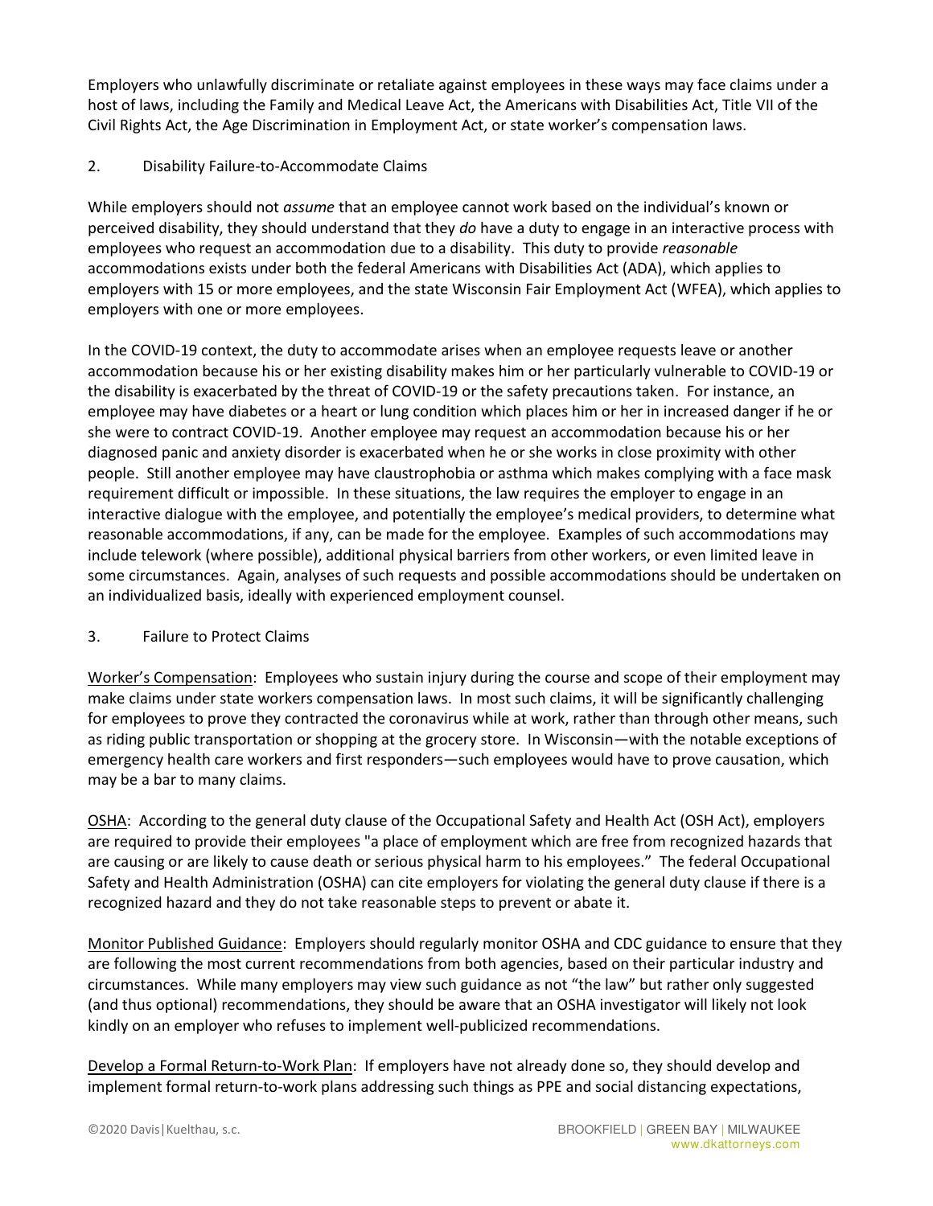Employers who unlawfully discriminate or retaliate against employees in these ways may face claims under a host of laws, including the Family and Medical Leave Act, the Americans with Disabilities Act, Title VII of the Civil Rights Act, the Age Discrimination in Employment Act, or state worker's compensation laws.

2. Disability Failure-to-Accommodate Claims

While employers should not *assume* that an employee cannot work based on the individual's known or perceived disability, they should understand that they *do* have a duty to engage in an interactive process with employees who request an accommodation due to a disability. This duty to provide *reasonable* accommodations exists under both the federal Americans with Disabilities Act (ADA), which applies to employers with 15 or more employees, and the state Wisconsin Fair Employment Act (WFEA), which applies to employers with one or more employees.

In the COVID-19 context, the duty to accommodate arises when an employee requests leave or another accommodation because his or her existing disability makes him or her particularly vulnerable to COVID-19 or the disability is exacerbated by the threat of COVID-19 or the safety precautions taken. For instance, an employee may have diabetes or a heart or lung condition which places him or her in increased danger if he or she were to contract COVID-19. Another employee may request an accommodation because his or her diagnosed panic and anxiety disorder is exacerbated when he or she works in close proximity with other people. Still another employee may have claustrophobia or asthma which makes complying with a face mask requirement difficult or impossible. In these situations, the law requires the employer to engage in an interactive dialogue with the employee, and potentially the employee's medical providers, to determine what reasonable accommodations, if any, can be made for the employee. Examples of such accommodations may include telework (where possible), additional physical barriers from other workers, or even limited leave in some circumstances. Again, analyses of such requests and possible accommodations should be undertaken on an individualized basis, ideally with experienced employment counsel.

3. Failure to Protect Claims

<u>Worker's Compensation</u>: Employees who sustain injury during the course and scope of their employment may make claims under state workers compensation laws. In most such claims, it will be significantly challenging for employees to prove they contracted the coronavirus while at work, rather than through other means, such as riding public transportation or shopping at the grocery store. In Wisconsin—with the notable exceptions of emergency health care workers and first responders—such employees would have to prove causation, which may be a bar to many claims.

<u>OSHA</u>: According to the general duty clause of the Occupational Safety and Health Act (OSH Act), employers are required to provide their employees "a place of employment which are free from recognized hazards that are causing or are likely to cause death or serious physical harm to his employees." The federal Occupational Safety and Health Administration (OSHA) can cite employers for violating the general duty clause if there is a recognized hazard and they do not take reasonable steps to prevent or abate it.

<u>Monitor Published Guidance</u>: Employers should regularly monitor OSHA and CDC guidance to ensure that they are following the most current recommendations from both agencies, based on their particular industry and circumstances. While many employers may view such guidance as not "the law" but rather only suggested (and thus optional) recommendations, they should be aware that an OSHA investigator will likely not look kindly on an employer who refuses to implement well-publicized recommendations.

<u>Develop a Formal Return-to-Work Plan</u>: If employers have not already done so, they should develop and implement formal return-to-work plans addressing such things as PPE and social distancing expectations,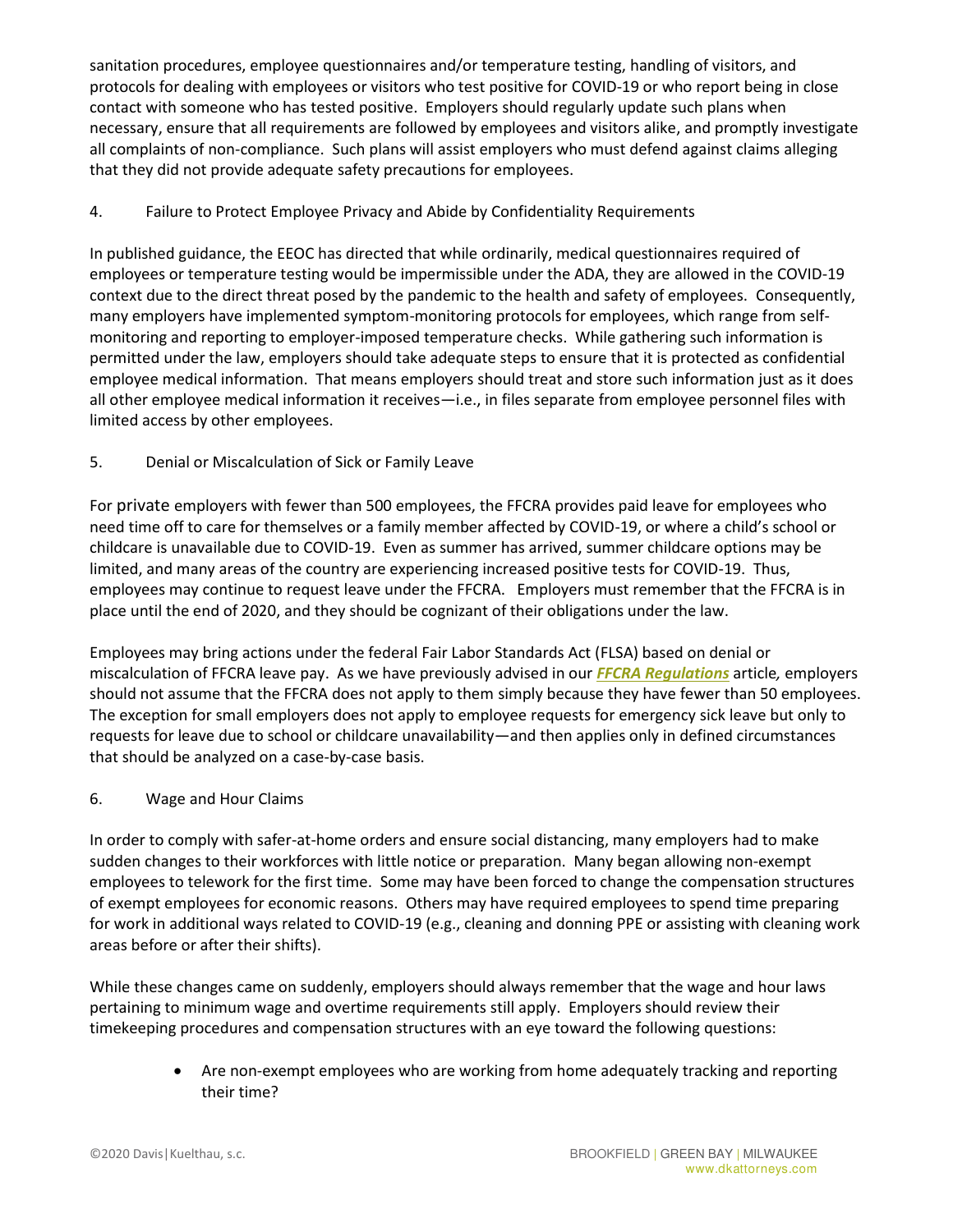sanitation procedures, employee questionnaires and/or temperature testing, handling of visitors, and protocols for dealing with employees or visitors who test positive for COVID-19 or who report being in close contact with someone who has tested positive. Employers should regularly update such plans when necessary, ensure that all requirements are followed by employees and visitors alike, and promptly investigate all complaints of non-compliance. Such plans will assist employers who must defend against claims alleging that they did not provide adequate safety precautions for employees.

4. Failure to Protect Employee Privacy and Abide by Confidentiality Requirements

In published guidance, the EEOC has directed that while ordinarily, medical questionnaires required of employees or temperature testing would be impermissible under the ADA, they are allowed in the COVID-19 context due to the direct threat posed by the pandemic to the health and safety of employees. Consequently, many employers have implemented symptom-monitoring protocols for employees, which range from self-monitoring and reporting to employer-imposed temperature checks. While gathering such information is permitted under the law, employers should take adequate steps to ensure that it is protected as confidential employee medical information. That means employers should treat and store such information just as it does all other employee medical information it receives—i.e., in files separate from employee personnel files with limited access by other employees.

5. Denial or Miscalculation of Sick or Family Leave

For private employers with fewer than 500 employees, the FFCRA provides paid leave for employees who need time off to care for themselves or a family member affected by COVID-19, or where a child's school or childcare is unavailable due to COVID-19. Even as summer has arrived, summer childcare options may be limited, and many areas of the country are experiencing increased positive tests for COVID-19. Thus, employees may continue to request leave under the FFCRA. Employers must remember that the FFCRA is in place until the end of 2020, and they should be cognizant of their obligations under the law.

Employees may bring actions under the federal Fair Labor Standards Act (FLSA) based on denial or miscalculation of FFCRA leave pay. As we have previously advised in our ***FFCRA Regulations*** article, employers should not assume that the FFCRA does not apply to them simply because they have fewer than 50 employees. The exception for small employers does not apply to employee requests for emergency sick leave but only to requests for leave due to school or childcare unavailability—and then applies only in defined circumstances that should be analyzed on a case-by-case basis.

6. Wage and Hour Claims

In order to comply with safer-at-home orders and ensure social distancing, many employers had to make sudden changes to their workforces with little notice or preparation. Many began allowing non-exempt employees to telework for the first time. Some may have been forced to change the compensation structures of exempt employees for economic reasons. Others may have required employees to spend time preparing for work in additional ways related to COVID-19 (e.g., cleaning and donning PPE or assisting with cleaning work areas before or after their shifts).

While these changes came on suddenly, employers should always remember that the wage and hour laws pertaining to minimum wage and overtime requirements still apply. Employers should review their timekeeping procedures and compensation structures with an eye toward the following questions:

- Are non-exempt employees who are working from home adequately tracking and reporting their time?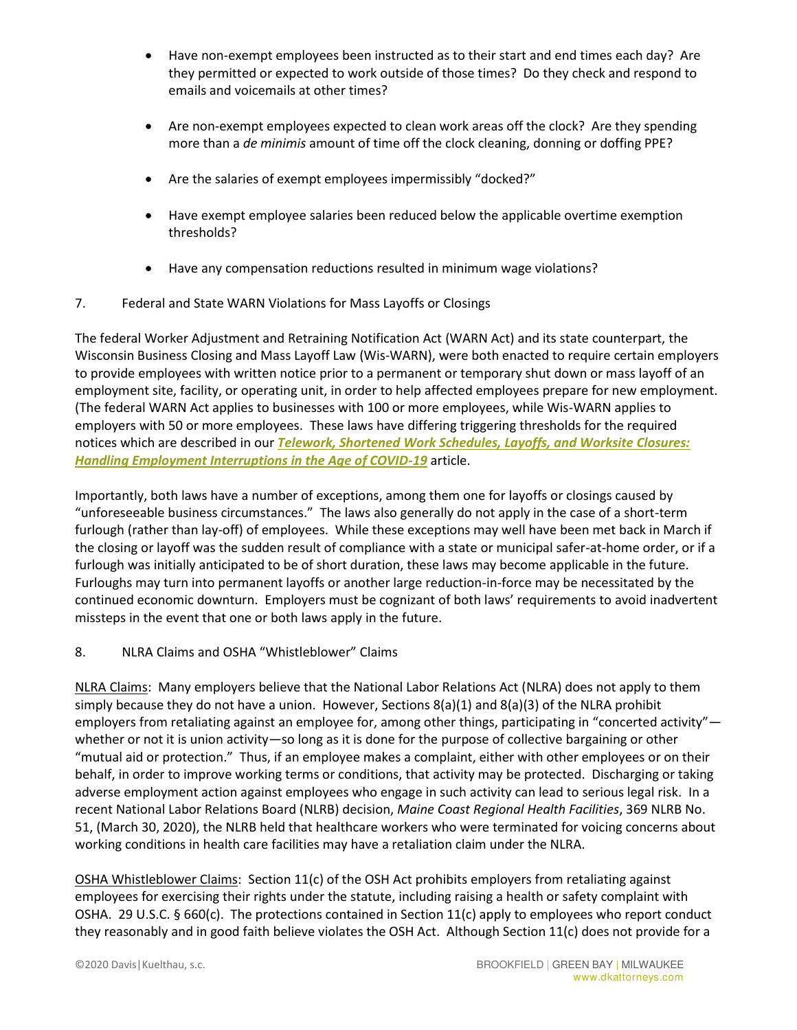- Have non-exempt employees been instructed as to their start and end times each day? Are they permitted or expected to work outside of those times? Do they check and respond to emails and voicemails at other times?

- Are non-exempt employees expected to clean work areas off the clock? Are they spending more than a *de minimis* amount of time off the clock cleaning, donning or doffing PPE?

- Are the salaries of exempt employees impermissibly "docked?"

- Have exempt employee salaries been reduced below the applicable overtime exemption thresholds?

- Have any compensation reductions resulted in minimum wage violations?

7. Federal and State WARN Violations for Mass Layoffs or Closings

The federal Worker Adjustment and Retraining Notification Act (WARN Act) and its state counterpart, the Wisconsin Business Closing and Mass Layoff Law (Wis-WARN), were both enacted to require certain employers to provide employees with written notice prior to a permanent or temporary shut down or mass layoff of an employment site, facility, or operating unit, in order to help affected employees prepare for new employment. (The federal WARN Act applies to businesses with 100 or more employees, while Wis-WARN applies to employers with 50 or more employees. These laws have differing triggering thresholds for the required notices which are described in our ***Telework, Shortened Work Schedules, Layoffs, and Worksite Closures: Handling Employment Interruptions in the Age of COVID-19*** article.

Importantly, both laws have a number of exceptions, among them one for layoffs or closings caused by "unforeseeable business circumstances." The laws also generally do not apply in the case of a short-term furlough (rather than lay-off) of employees. While these exceptions may well have been met back in March if the closing or layoff was the sudden result of compliance with a state or municipal safer-at-home order, or if a furlough was initially anticipated to be of short duration, these laws may become applicable in the future. Furloughs may turn into permanent layoffs or another large reduction-in-force may be necessitated by the continued economic downturn. Employers must be cognizant of both laws' requirements to avoid inadvertent missteps in the event that one or both laws apply in the future.

8. NLRA Claims and OSHA "Whistleblower" Claims

NLRA Claims: Many employers believe that the National Labor Relations Act (NLRA) does not apply to them simply because they do not have a union. However, Sections 8(a)(1) and 8(a)(3) of the NLRA prohibit employers from retaliating against an employee for, among other things, participating in "concerted activity"—whether or not it is union activity—so long as it is done for the purpose of collective bargaining or other "mutual aid or protection." Thus, if an employee makes a complaint, either with other employees or on their behalf, in order to improve working terms or conditions, that activity may be protected. Discharging or taking adverse employment action against employees who engage in such activity can lead to serious legal risk. In a recent National Labor Relations Board (NLRB) decision, *Maine Coast Regional Health Facilities*, 369 NLRB No. 51, (March 30, 2020), the NLRB held that healthcare workers who were terminated for voicing concerns about working conditions in health care facilities may have a retaliation claim under the NLRA.

OSHA Whistleblower Claims: Section 11(c) of the OSH Act prohibits employers from retaliating against employees for exercising their rights under the statute, including raising a health or safety complaint with OSHA. 29 U.S.C. § 660(c). The protections contained in Section 11(c) apply to employees who report conduct they reasonably and in good faith believe violates the OSH Act. Although Section 11(c) does not provide for a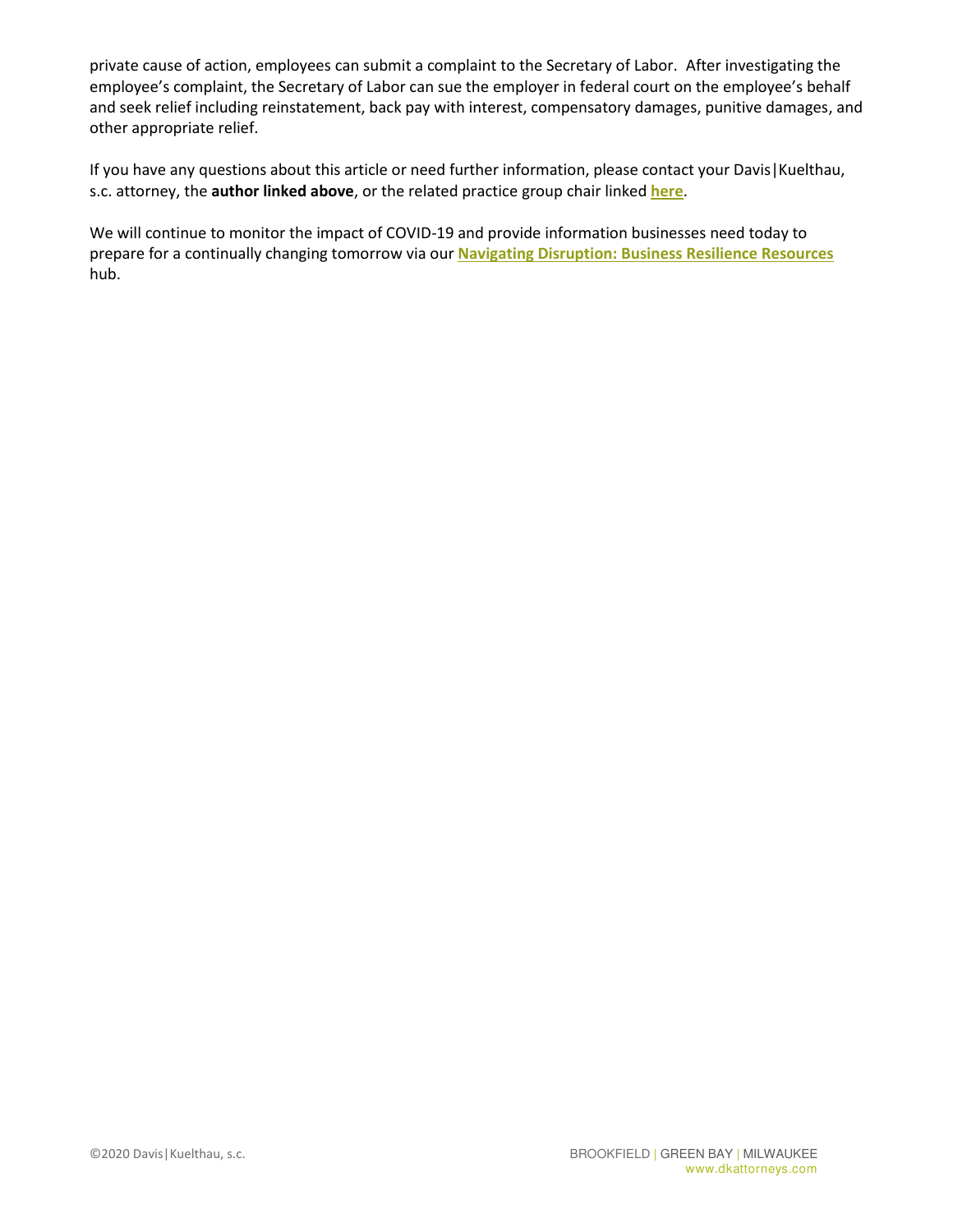private cause of action, employees can submit a complaint to the Secretary of Labor. After investigating the employee's complaint, the Secretary of Labor can sue the employer in federal court on the employee's behalf and seek relief including reinstatement, back pay with interest, compensatory damages, punitive damages, and other appropriate relief.

If you have any questions about this article or need further information, please contact your Davis|Kuelthau, s.c. attorney, the **author linked above**, or the related practice group chair linked **here**.

We will continue to monitor the impact of COVID-19 and provide information businesses need today to prepare for a continually changing tomorrow via our **Navigating Disruption: Business Resilience Resources** hub.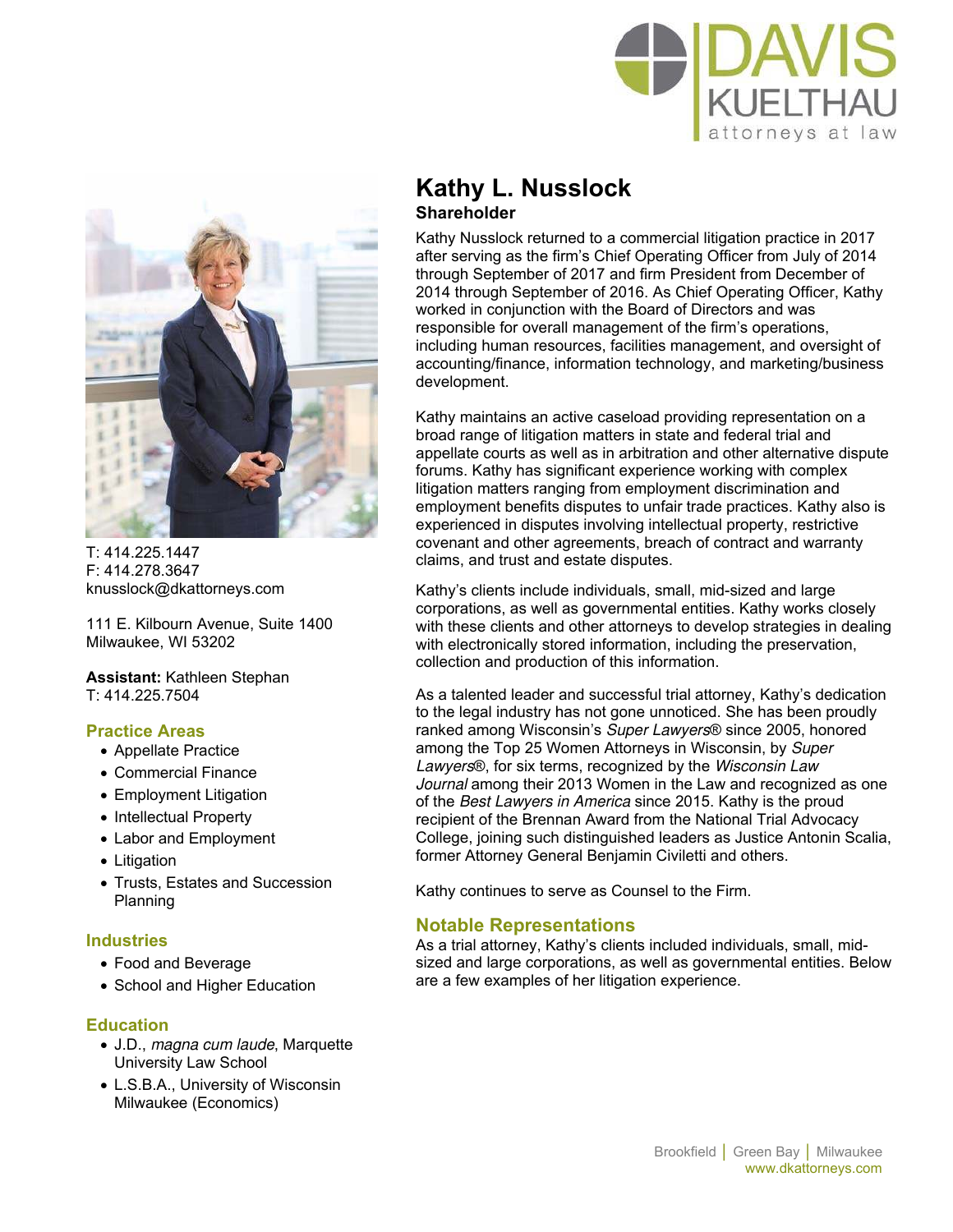# Kathy L. Nusslock

**Shareholder**

T: 414.225.1447
F: 414.278.3647
knusslock@dkattorneys.com

111 E. Kilbourn Avenue, Suite 1400
Milwaukee, WI 53202

**Assistant:** Kathleen Stephan
T: 414.225.7504

## Practice Areas

- Appellate Practice
- Commercial Finance
- Employment Litigation
- Intellectual Property
- Labor and Employment
- Litigation
- Trusts, Estates and Succession Planning

## Industries

- Food and Beverage
- School and Higher Education

## Education

- J.D., *magna cum laude*, Marquette University Law School
- L.S.B.A., University of Wisconsin Milwaukee (Economics)

Kathy Nusslock returned to a commercial litigation practice in 2017 after serving as the firm's Chief Operating Officer from July of 2014 through September of 2017 and firm President from December of 2014 through September of 2016. As Chief Operating Officer, Kathy worked in conjunction with the Board of Directors and was responsible for overall management of the firm's operations, including human resources, facilities management, and oversight of accounting/finance, information technology, and marketing/business development.

Kathy maintains an active caseload providing representation on a broad range of litigation matters in state and federal trial and appellate courts as well as in arbitration and other alternative dispute forums. Kathy has significant experience working with complex litigation matters ranging from employment discrimination and employment benefits disputes to unfair trade practices. Kathy also is experienced in disputes involving intellectual property, restrictive covenant and other agreements, breach of contract and warranty claims, and trust and estate disputes.

Kathy's clients include individuals, small, mid-sized and large corporations, as well as governmental entities. Kathy works closely with these clients and other attorneys to develop strategies in dealing with electronically stored information, including the preservation, collection and production of this information.

As a talented leader and successful trial attorney, Kathy's dedication to the legal industry has not gone unnoticed. She has been proudly ranked among Wisconsin's *Super Lawyers*® since 2005, honored among the Top 25 Women Attorneys in Wisconsin, by *Super Lawyers*®, for six terms, recognized by the *Wisconsin Law Journal* among their 2013 Women in the Law and recognized as one of the *Best Lawyers in America* since 2015. Kathy is the proud recipient of the Brennan Award from the National Trial Advocacy College, joining such distinguished leaders as Justice Antonin Scalia, former Attorney General Benjamin Civiletti and others.

Kathy continues to serve as Counsel to the Firm.

## Notable Representations

As a trial attorney, Kathy's clients included individuals, small, mid-sized and large corporations, as well as governmental entities. Below are a few examples of her litigation experience.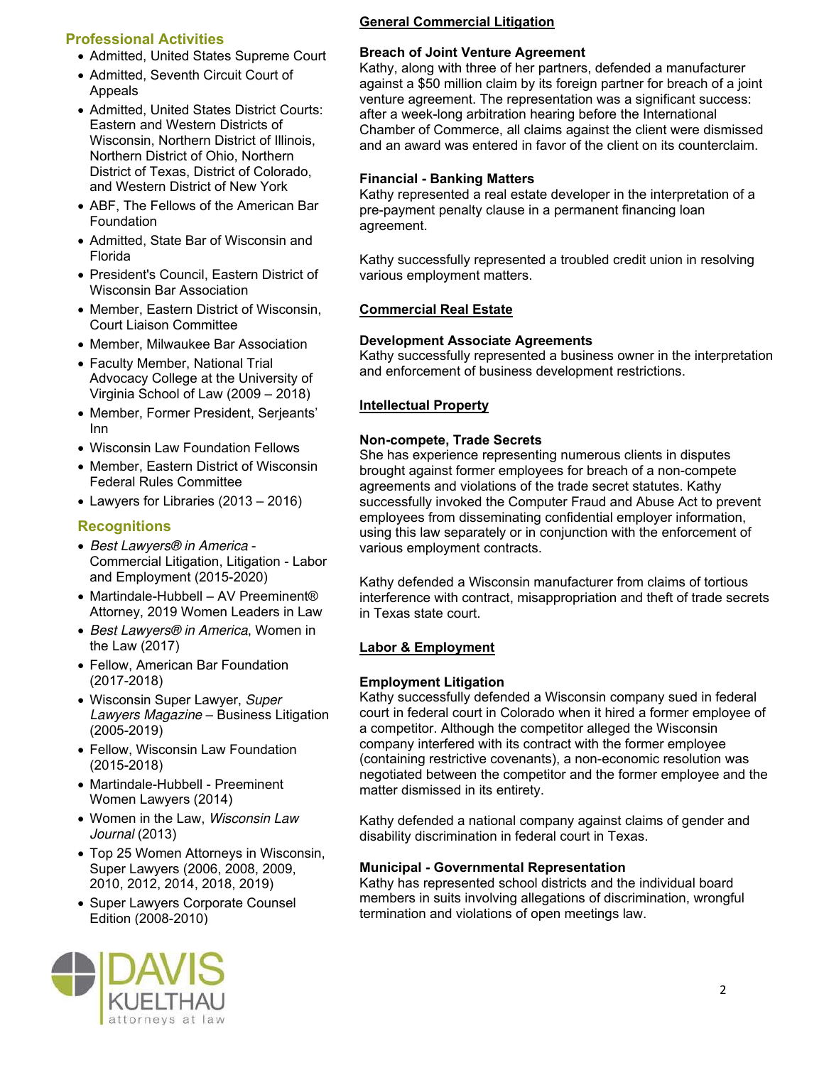## Professional Activities

- Admitted, United States Supreme Court
- Admitted, Seventh Circuit Court of Appeals
- Admitted, United States District Courts: Eastern and Western Districts of Wisconsin, Northern District of Illinois, Northern District of Ohio, Northern District of Texas, District of Colorado, and Western District of New York
- ABF, The Fellows of the American Bar Foundation
- Admitted, State Bar of Wisconsin and Florida
- President's Council, Eastern District of Wisconsin Bar Association
- Member, Eastern District of Wisconsin, Court Liaison Committee
- Member, Milwaukee Bar Association
- Faculty Member, National Trial Advocacy College at the University of Virginia School of Law (2009 – 2018)
- Member, Former President, Serjeants' Inn
- Wisconsin Law Foundation Fellows
- Member, Eastern District of Wisconsin Federal Rules Committee
- Lawyers for Libraries (2013 – 2016)

## Recognitions

- *Best Lawyers® in America* - Commercial Litigation, Litigation - Labor and Employment (2015-2020)
- Martindale-Hubbell – AV Preeminent® Attorney, 2019 Women Leaders in Law
- *Best Lawyers® in America*, Women in the Law (2017)
- Fellow, American Bar Foundation (2017-2018)
- Wisconsin Super Lawyer, *Super Lawyers Magazine* – Business Litigation (2005-2019)
- Fellow, Wisconsin Law Foundation (2015-2018)
- Martindale-Hubbell - Preeminent Women Lawyers (2014)
- Women in the Law, *Wisconsin Law Journal* (2013)
- Top 25 Women Attorneys in Wisconsin, Super Lawyers (2006, 2008, 2009, 2010, 2012, 2014, 2018, 2019)
- Super Lawyers Corporate Counsel Edition (2008-2010)

DAVIS KUELTHAU attorneys at law

## General Commercial Litigation

**Breach of Joint Venture Agreement**
Kathy, along with three of her partners, defended a manufacturer against a $50 million claim by its foreign partner for breach of a joint venture agreement. The representation was a significant success: after a week-long arbitration hearing before the International Chamber of Commerce, all claims against the client were dismissed and an award was entered in favor of the client on its counterclaim.

**Financial - Banking Matters**
Kathy represented a real estate developer in the interpretation of a pre-payment penalty clause in a permanent financing loan agreement.

Kathy successfully represented a troubled credit union in resolving various employment matters.

## Commercial Real Estate

**Development Associate Agreements**
Kathy successfully represented a business owner in the interpretation and enforcement of business development restrictions.

## Intellectual Property

**Non-compete, Trade Secrets**
She has experience representing numerous clients in disputes brought against former employees for breach of a non-compete agreements and violations of the trade secret statutes. Kathy successfully invoked the Computer Fraud and Abuse Act to prevent employees from disseminating confidential employer information, using this law separately or in conjunction with the enforcement of various employment contracts.

Kathy defended a Wisconsin manufacturer from claims of tortious interference with contract, misappropriation and theft of trade secrets in Texas state court.

## Labor & Employment

**Employment Litigation**
Kathy successfully defended a Wisconsin company sued in federal court in federal court in Colorado when it hired a former employee of a competitor. Although the competitor alleged the Wisconsin company interfered with its contract with the former employee (containing restrictive covenants), a non-economic resolution was negotiated between the competitor and the former employee and the matter dismissed in its entirety.

Kathy defended a national company against claims of gender and disability discrimination in federal court in Texas.

**Municipal - Governmental Representation**
Kathy has represented school districts and the individual board members in suits involving allegations of discrimination, wrongful termination and violations of open meetings law.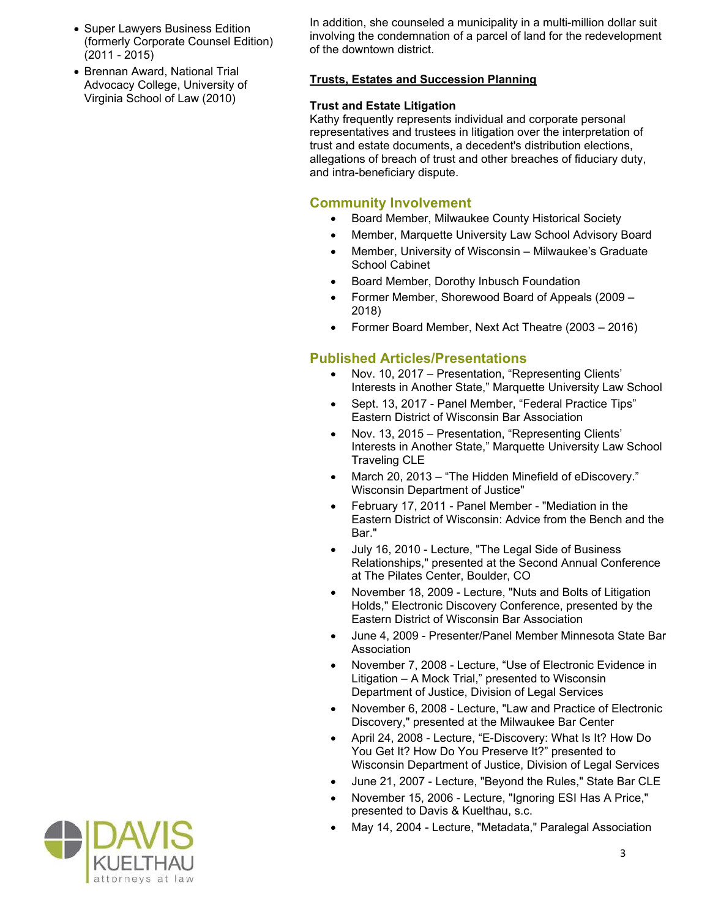- Super Lawyers Business Edition (formerly Corporate Counsel Edition) (2011 - 2015)
- Brennan Award, National Trial Advocacy College, University of Virginia School of Law (2010)

In addition, she counseled a municipality in a multi-million dollar suit involving the condemnation of a parcel of land for the redevelopment of the downtown district.

**Trusts, Estates and Succession Planning**

**Trust and Estate Litigation**
Kathy frequently represents individual and corporate personal representatives and trustees in litigation over the interpretation of trust and estate documents, a decedent's distribution elections, allegations of breach of trust and other breaches of fiduciary duty, and intra-beneficiary dispute.

## Community Involvement

- Board Member, Milwaukee County Historical Society
- Member, Marquette University Law School Advisory Board
- Member, University of Wisconsin – Milwaukee's Graduate School Cabinet
- Board Member, Dorothy Inbusch Foundation
- Former Member, Shorewood Board of Appeals (2009 – 2018)
- Former Board Member, Next Act Theatre (2003 – 2016)

## Published Articles/Presentations

- Nov. 10, 2017 – Presentation, "Representing Clients' Interests in Another State," Marquette University Law School
- Sept. 13, 2017 - Panel Member, "Federal Practice Tips" Eastern District of Wisconsin Bar Association
- Nov. 13, 2015 – Presentation, "Representing Clients' Interests in Another State," Marquette University Law School Traveling CLE
- March 20, 2013 – "The Hidden Minefield of eDiscovery." Wisconsin Department of Justice"
- February 17, 2011 - Panel Member - "Mediation in the Eastern District of Wisconsin: Advice from the Bench and the Bar."
- July 16, 2010 - Lecture, "The Legal Side of Business Relationships," presented at the Second Annual Conference at The Pilates Center, Boulder, CO
- November 18, 2009 - Lecture, "Nuts and Bolts of Litigation Holds," Electronic Discovery Conference, presented by the Eastern District of Wisconsin Bar Association
- June 4, 2009 - Presenter/Panel Member Minnesota State Bar Association
- November 7, 2008 - Lecture, "Use of Electronic Evidence in Litigation – A Mock Trial," presented to Wisconsin Department of Justice, Division of Legal Services
- November 6, 2008 - Lecture, "Law and Practice of Electronic Discovery," presented at the Milwaukee Bar Center
- April 24, 2008 - Lecture, "E-Discovery: What Is It? How Do You Get It? How Do You Preserve It?" presented to Wisconsin Department of Justice, Division of Legal Services
- June 21, 2007 - Lecture, "Beyond the Rules," State Bar CLE
- November 15, 2006 - Lecture, "Ignoring ESI Has A Price," presented to Davis & Kuelthau, s.c.
- May 14, 2004 - Lecture, "Metadata," Paralegal Association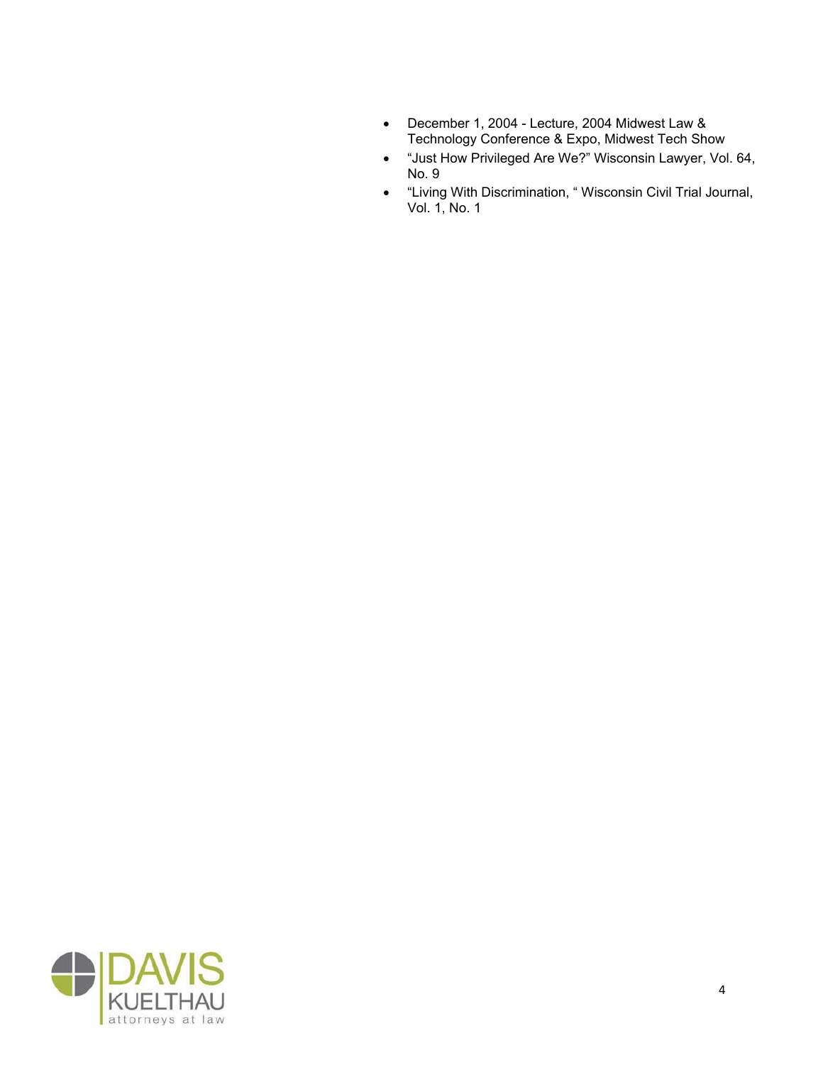- December 1, 2004 - Lecture, 2004 Midwest Law & Technology Conference & Expo, Midwest Tech Show
- "Just How Privileged Are We?" Wisconsin Lawyer, Vol. 64, No. 9
- "Living With Discrimination, " Wisconsin Civil Trial Journal, Vol. 1, No. 1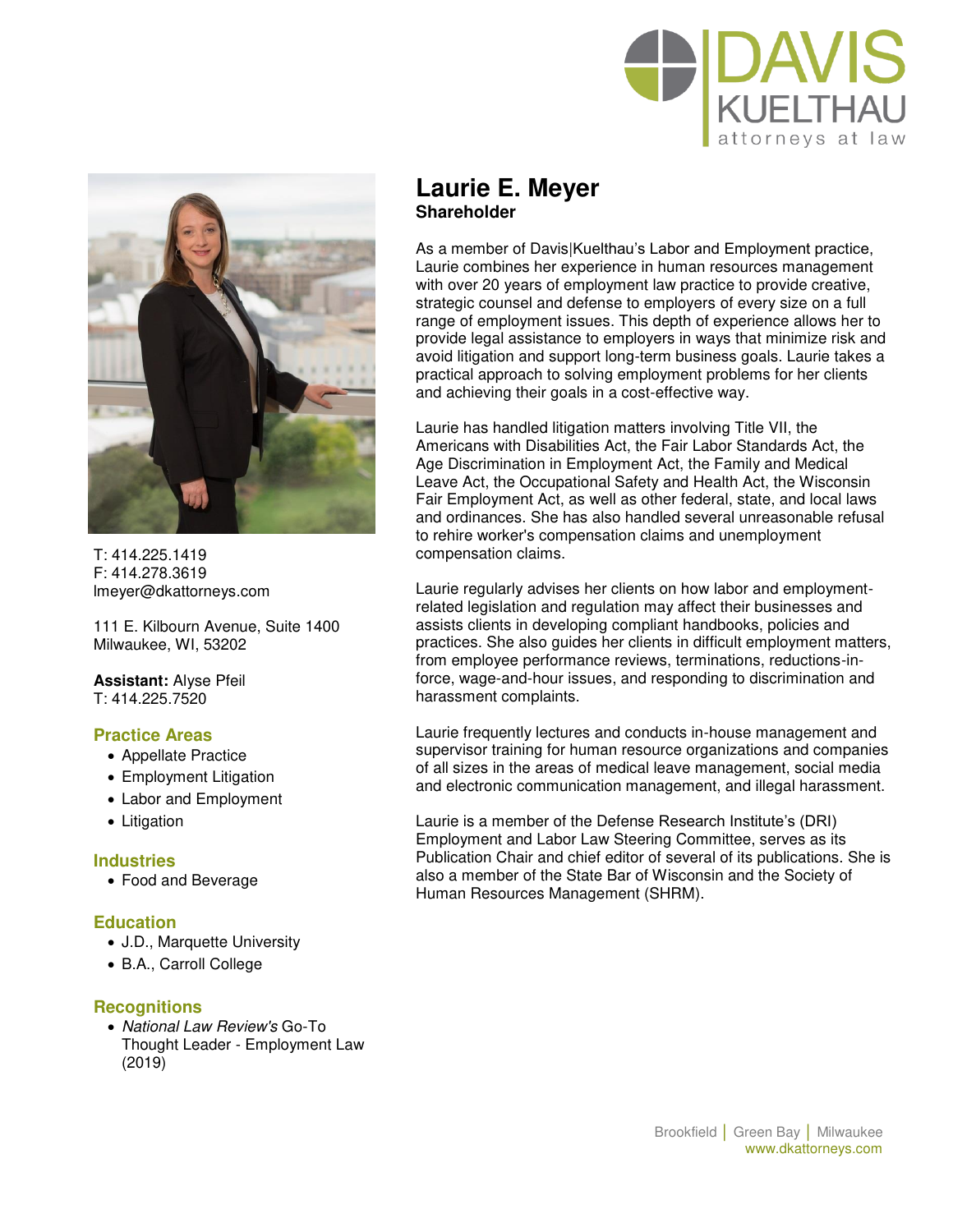# Laurie E. Meyer

**Shareholder**

As a member of Davis|Kuelthau's Labor and Employment practice, Laurie combines her experience in human resources management with over 20 years of employment law practice to provide creative, strategic counsel and defense to employers of every size on a full range of employment issues. This depth of experience allows her to provide legal assistance to employers in ways that minimize risk and avoid litigation and support long-term business goals. Laurie takes a practical approach to solving employment problems for her clients and achieving their goals in a cost-effective way.

Laurie has handled litigation matters involving Title VII, the Americans with Disabilities Act, the Fair Labor Standards Act, the Age Discrimination in Employment Act, the Family and Medical Leave Act, the Occupational Safety and Health Act, the Wisconsin Fair Employment Act, as well as other federal, state, and local laws and ordinances. She has also handled several unreasonable refusal to rehire worker's compensation claims and unemployment compensation claims.

Laurie regularly advises her clients on how labor and employment-related legislation and regulation may affect their businesses and assists clients in developing compliant handbooks, policies and practices. She also guides her clients in difficult employment matters, from employee performance reviews, terminations, reductions-in-force, wage-and-hour issues, and responding to discrimination and harassment complaints.

Laurie frequently lectures and conducts in-house management and supervisor training for human resource organizations and companies of all sizes in the areas of medical leave management, social media and electronic communication management, and illegal harassment.

Laurie is a member of the Defense Research Institute's (DRI) Employment and Labor Law Steering Committee, serves as its Publication Chair and chief editor of several of its publications. She is also a member of the State Bar of Wisconsin and the Society of Human Resources Management (SHRM).

T: 414.225.1419
F: 414.278.3619
lmeyer@dkattorneys.com

111 E. Kilbourn Avenue, Suite 1400
Milwaukee, WI, 53202

**Assistant:** Alyse Pfeil
T: 414.225.7520

## Practice Areas

- Appellate Practice
- Employment Litigation
- Labor and Employment
- Litigation

## Industries

- Food and Beverage

## Education

- J.D., Marquette University
- B.A., Carroll College

## Recognitions

- *National Law Review's* Go-To Thought Leader - Employment Law (2019)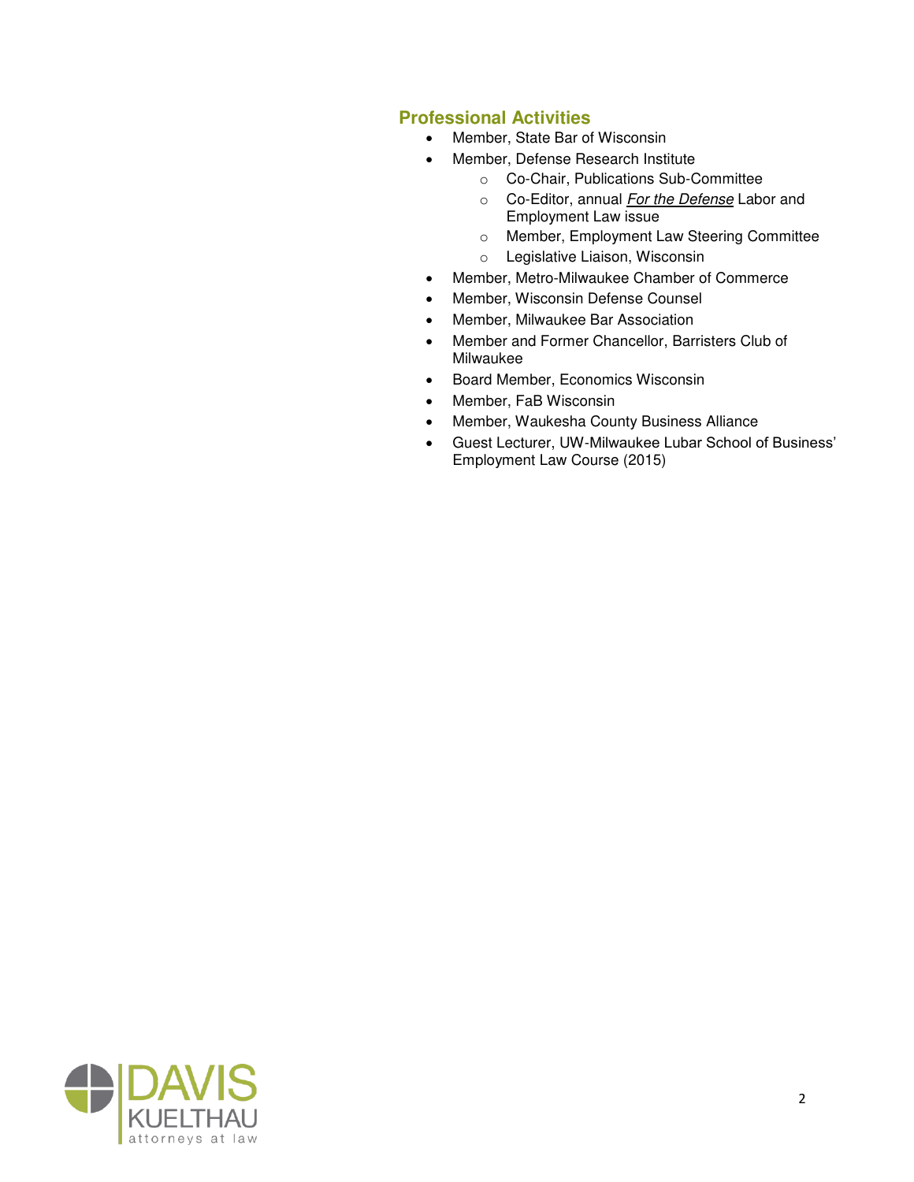## Professional Activities

- Member, State Bar of Wisconsin
- Member, Defense Research Institute
  - Co-Chair, Publications Sub-Committee
  - Co-Editor, annual *For the Defense* Labor and Employment Law issue
  - Member, Employment Law Steering Committee
  - Legislative Liaison, Wisconsin
- Member, Metro-Milwaukee Chamber of Commerce
- Member, Wisconsin Defense Counsel
- Member, Milwaukee Bar Association
- Member and Former Chancellor, Barristers Club of Milwaukee
- Board Member, Economics Wisconsin
- Member, FaB Wisconsin
- Member, Waukesha County Business Alliance
- Guest Lecturer, UW-Milwaukee Lubar School of Business' Employment Law Course (2015)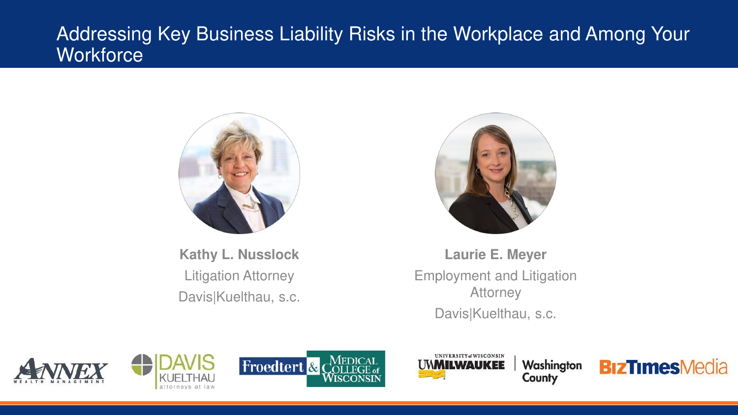# Addressing Key Business Liability Risks in the Workplace and Among Your Workforce

**Kathy L. Nusslock**
Litigation Attorney
Davis|Kuelthau, s.c.

**Laurie E. Meyer**
Employment and Litigation Attorney
Davis|Kuelthau, s.c.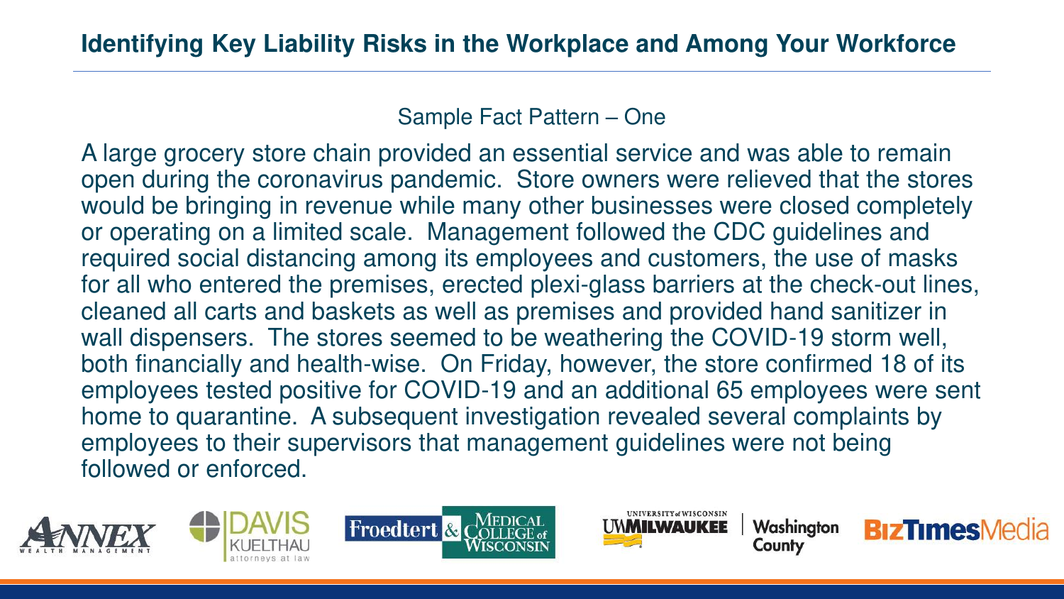## Identifying Key Liability Risks in the Workplace and Among Your Workforce

### Sample Fact Pattern – One

A large grocery store chain provided an essential service and was able to remain open during the coronavirus pandemic. Store owners were relieved that the stores would be bringing in revenue while many other businesses were closed completely or operating on a limited scale. Management followed the CDC guidelines and required social distancing among its employees and customers, the use of masks for all who entered the premises, erected plexi-glass barriers at the check-out lines, cleaned all carts and baskets as well as premises and provided hand sanitizer in wall dispensers. The stores seemed to be weathering the COVID-19 storm well, both financially and health-wise. On Friday, however, the store confirmed 18 of its employees tested positive for COVID-19 and an additional 65 employees were sent home to quarantine. A subsequent investigation revealed several complaints by employees to their supervisors that management guidelines were not being followed or enforced.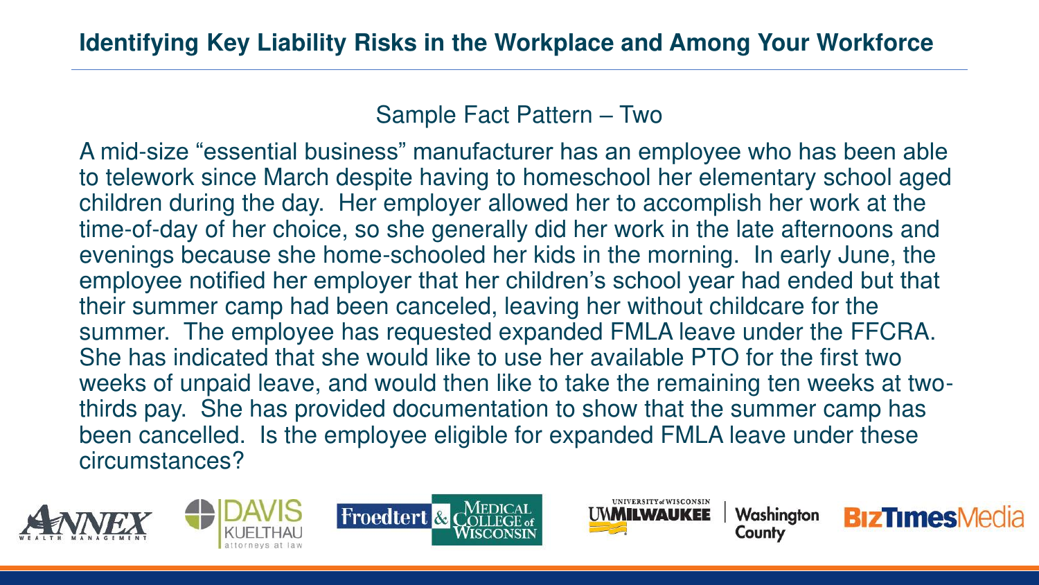## Identifying Key Liability Risks in the Workplace and Among Your Workforce

### Sample Fact Pattern – Two

A mid-size "essential business" manufacturer has an employee who has been able to telework since March despite having to homeschool her elementary school aged children during the day. Her employer allowed her to accomplish her work at the time-of-day of her choice, so she generally did her work in the late afternoons and evenings because she home-schooled her kids in the morning. In early June, the employee notified her employer that her children's school year had ended but that their summer camp had been canceled, leaving her without childcare for the summer. The employee has requested expanded FMLA leave under the FFCRA. She has indicated that she would like to use her available PTO for the first two weeks of unpaid leave, and would then like to take the remaining ten weeks at two-thirds pay. She has provided documentation to show that the summer camp has been cancelled. Is the employee eligible for expanded FMLA leave under these circumstances?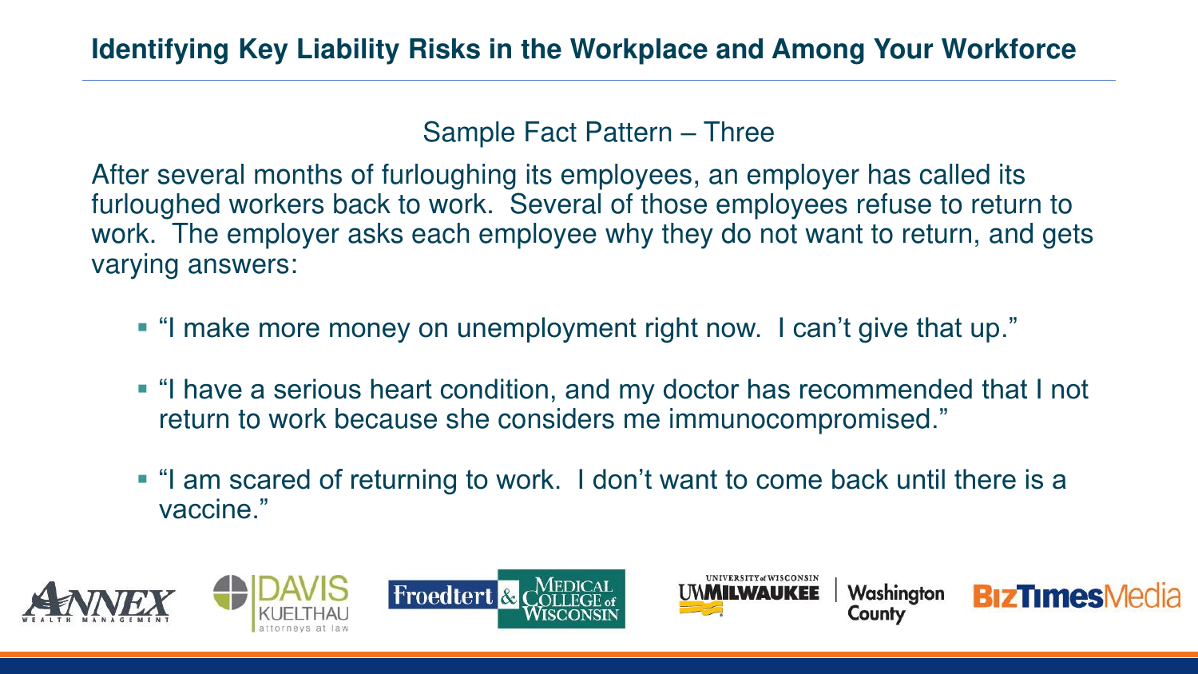## Identifying Key Liability Risks in the Workplace and Among Your Workforce

### Sample Fact Pattern – Three

After several months of furloughing its employees, an employer has called its furloughed workers back to work. Several of those employees refuse to return to work. The employer asks each employee why they do not want to return, and gets varying answers:

- "I make more money on unemployment right now. I can't give that up."
- "I have a serious heart condition, and my doctor has recommended that I not return to work because she considers me immunocompromised."
- "I am scared of returning to work. I don't want to come back until there is a vaccine."